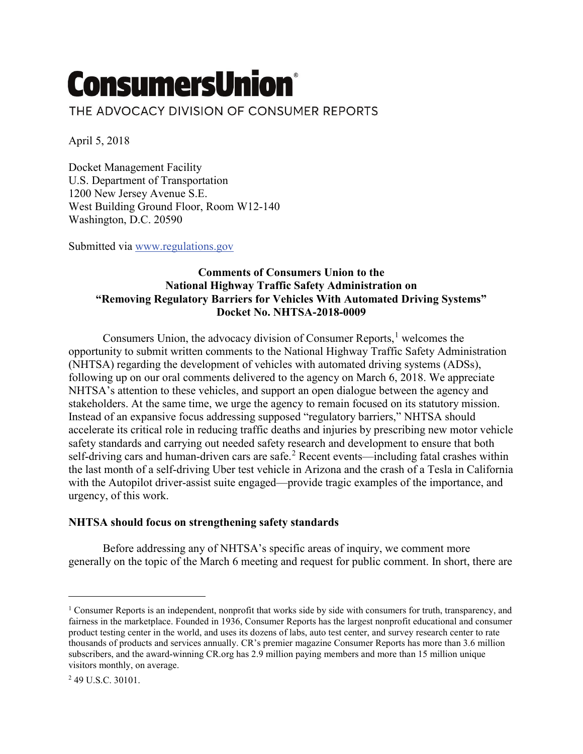# ConsumersUnion®

THE ADVOCACY DIVISION OF CONSUMER REPORTS

April 5, 2018

Docket Management Facility
U.S. Department of Transportation
1200 New Jersey Avenue S.E.
West Building Ground Floor, Room W12-140
Washington, D.C. 20590

Submitted via www.regulations.gov

**Comments of Consumers Union to the**
**National Highway Traffic Safety Administration on**
**"Removing Regulatory Barriers for Vehicles With Automated Driving Systems"**
**Docket No. NHTSA-2018-0009**

Consumers Union, the advocacy division of Consumer Reports,[1] welcomes the opportunity to submit written comments to the National Highway Traffic Safety Administration (NHTSA) regarding the development of vehicles with automated driving systems (ADSs), following up on our oral comments delivered to the agency on March 6, 2018. We appreciate NHTSA's attention to these vehicles, and support an open dialogue between the agency and stakeholders. At the same time, we urge the agency to remain focused on its statutory mission. Instead of an expansive focus addressing supposed "regulatory barriers," NHTSA should accelerate its critical role in reducing traffic deaths and injuries by prescribing new motor vehicle safety standards and carrying out needed safety research and development to ensure that both self-driving cars and human-driven cars are safe.[2] Recent events—including fatal crashes within the last month of a self-driving Uber test vehicle in Arizona and the crash of a Tesla in California with the Autopilot driver-assist suite engaged—provide tragic examples of the importance, and urgency, of this work.

**NHTSA should focus on strengthening safety standards**

Before addressing any of NHTSA's specific areas of inquiry, we comment more generally on the topic of the March 6 meeting and request for public comment. In short, there are

---

[1] Consumer Reports is an independent, nonprofit that works side by side with consumers for truth, transparency, and fairness in the marketplace. Founded in 1936, Consumer Reports has the largest nonprofit educational and consumer product testing center in the world, and uses its dozens of labs, auto test center, and survey research center to rate thousands of products and services annually. CR's premier magazine Consumer Reports has more than 3.6 million subscribers, and the award-winning CR.org has 2.9 million paying members and more than 15 million unique visitors monthly, on average.

[2] 49 U.S.C. 30101.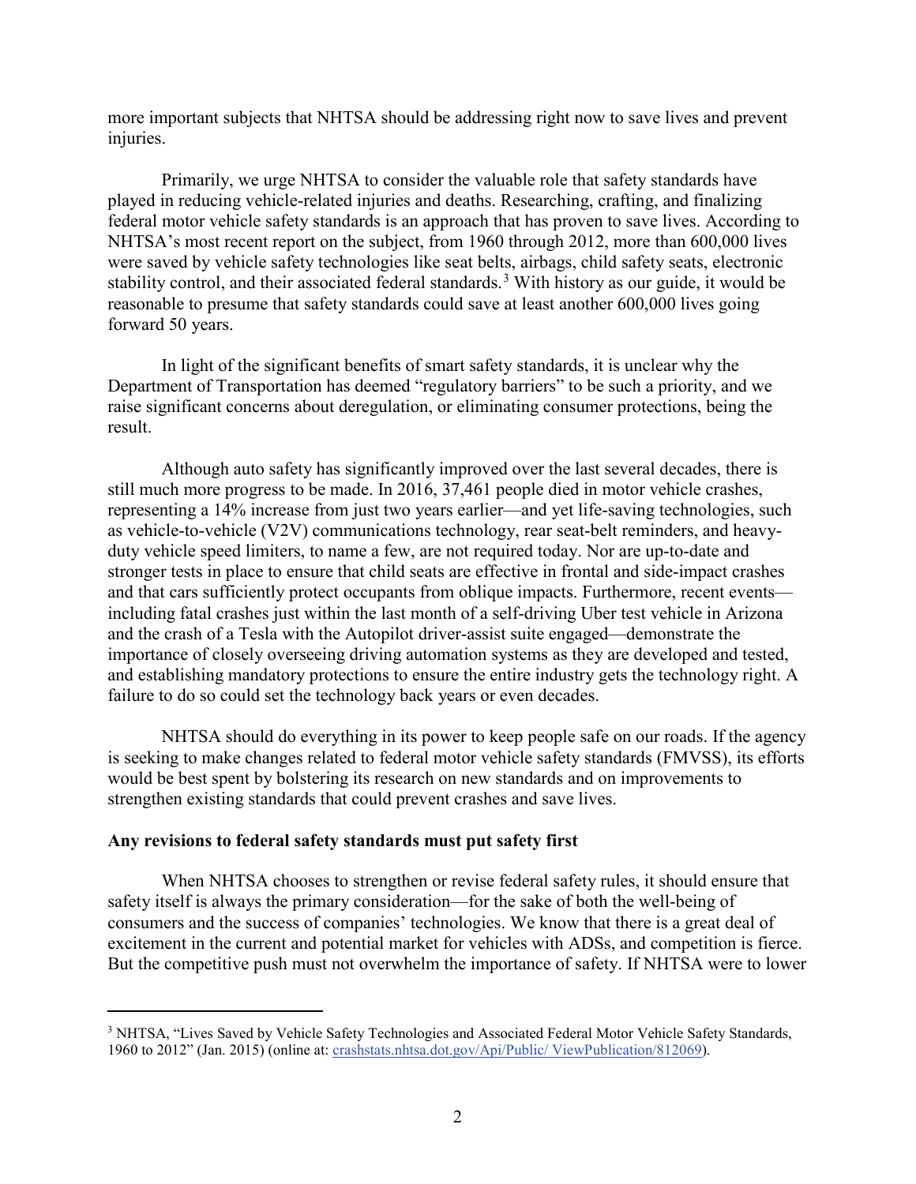more important subjects that NHTSA should be addressing right now to save lives and prevent injuries.

Primarily, we urge NHTSA to consider the valuable role that safety standards have played in reducing vehicle-related injuries and deaths. Researching, crafting, and finalizing federal motor vehicle safety standards is an approach that has proven to save lives. According to NHTSA's most recent report on the subject, from 1960 through 2012, more than 600,000 lives were saved by vehicle safety technologies like seat belts, airbags, child safety seats, electronic stability control, and their associated federal standards.[3] With history as our guide, it would be reasonable to presume that safety standards could save at least another 600,000 lives going forward 50 years.

In light of the significant benefits of smart safety standards, it is unclear why the Department of Transportation has deemed "regulatory barriers" to be such a priority, and we raise significant concerns about deregulation, or eliminating consumer protections, being the result.

Although auto safety has significantly improved over the last several decades, there is still much more progress to be made. In 2016, 37,461 people died in motor vehicle crashes, representing a 14% increase from just two years earlier—and yet life-saving technologies, such as vehicle-to-vehicle (V2V) communications technology, rear seat-belt reminders, and heavy-duty vehicle speed limiters, to name a few, are not required today. Nor are up-to-date and stronger tests in place to ensure that child seats are effective in frontal and side-impact crashes and that cars sufficiently protect occupants from oblique impacts. Furthermore, recent events—including fatal crashes just within the last month of a self-driving Uber test vehicle in Arizona and the crash of a Tesla with the Autopilot driver-assist suite engaged—demonstrate the importance of closely overseeing driving automation systems as they are developed and tested, and establishing mandatory protections to ensure the entire industry gets the technology right. A failure to do so could set the technology back years or even decades.

NHTSA should do everything in its power to keep people safe on our roads. If the agency is seeking to make changes related to federal motor vehicle safety standards (FMVSS), its efforts would be best spent by bolstering its research on new standards and on improvements to strengthen existing standards that could prevent crashes and save lives.

**Any revisions to federal safety standards must put safety first**

When NHTSA chooses to strengthen or revise federal safety rules, it should ensure that safety itself is always the primary consideration—for the sake of both the well-being of consumers and the success of companies' technologies. We know that there is a great deal of excitement in the current and potential market for vehicles with ADSs, and competition is fierce. But the competitive push must not overwhelm the importance of safety. If NHTSA were to lower

---

[3] NHTSA, "Lives Saved by Vehicle Safety Technologies and Associated Federal Motor Vehicle Safety Standards, 1960 to 2012" (Jan. 2015) (online at: crashstats.nhtsa.dot.gov/Api/Public/ ViewPublication/812069).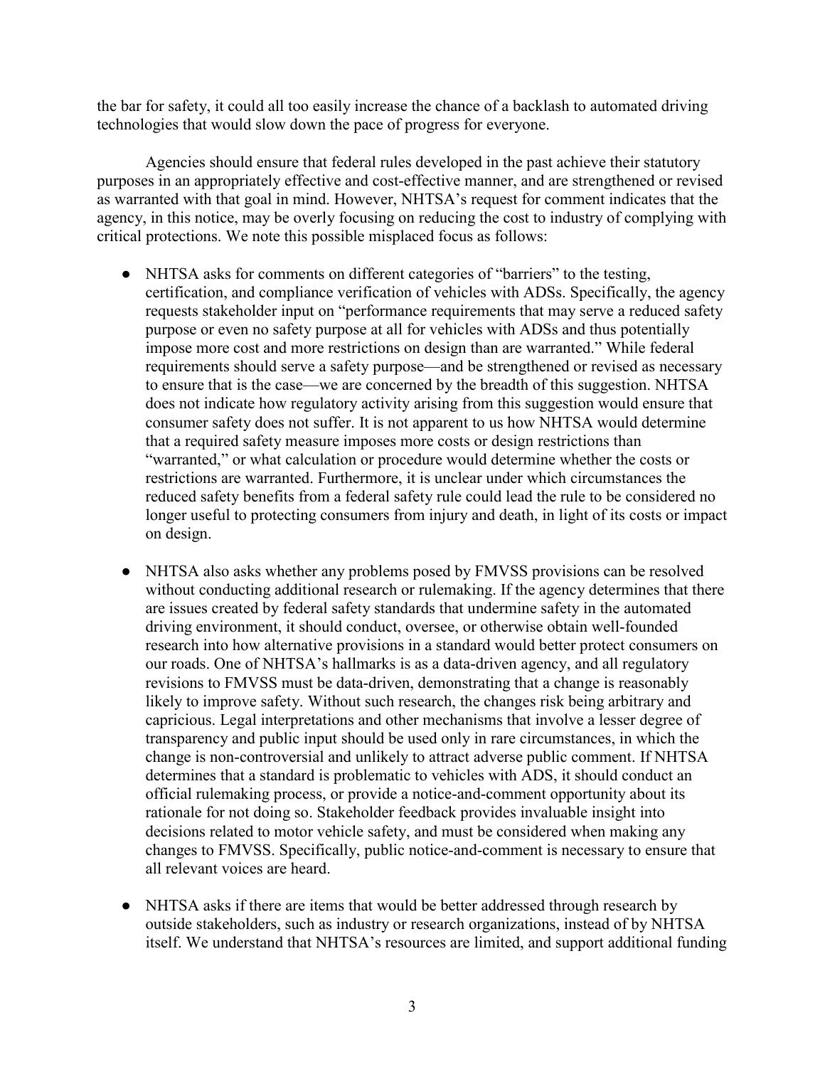the bar for safety, it could all too easily increase the chance of a backlash to automated driving technologies that would slow down the pace of progress for everyone.

Agencies should ensure that federal rules developed in the past achieve their statutory purposes in an appropriately effective and cost-effective manner, and are strengthened or revised as warranted with that goal in mind. However, NHTSA's request for comment indicates that the agency, in this notice, may be overly focusing on reducing the cost to industry of complying with critical protections. We note this possible misplaced focus as follows:

- NHTSA asks for comments on different categories of "barriers" to the testing, certification, and compliance verification of vehicles with ADSs. Specifically, the agency requests stakeholder input on "performance requirements that may serve a reduced safety purpose or even no safety purpose at all for vehicles with ADSs and thus potentially impose more cost and more restrictions on design than are warranted." While federal requirements should serve a safety purpose—and be strengthened or revised as necessary to ensure that is the case—we are concerned by the breadth of this suggestion. NHTSA does not indicate how regulatory activity arising from this suggestion would ensure that consumer safety does not suffer. It is not apparent to us how NHTSA would determine that a required safety measure imposes more costs or design restrictions than "warranted," or what calculation or procedure would determine whether the costs or restrictions are warranted. Furthermore, it is unclear under which circumstances the reduced safety benefits from a federal safety rule could lead the rule to be considered no longer useful to protecting consumers from injury and death, in light of its costs or impact on design.

- NHTSA also asks whether any problems posed by FMVSS provisions can be resolved without conducting additional research or rulemaking. If the agency determines that there are issues created by federal safety standards that undermine safety in the automated driving environment, it should conduct, oversee, or otherwise obtain well-founded research into how alternative provisions in a standard would better protect consumers on our roads. One of NHTSA's hallmarks is as a data-driven agency, and all regulatory revisions to FMVSS must be data-driven, demonstrating that a change is reasonably likely to improve safety. Without such research, the changes risk being arbitrary and capricious. Legal interpretations and other mechanisms that involve a lesser degree of transparency and public input should be used only in rare circumstances, in which the change is non-controversial and unlikely to attract adverse public comment. If NHTSA determines that a standard is problematic to vehicles with ADS, it should conduct an official rulemaking process, or provide a notice-and-comment opportunity about its rationale for not doing so. Stakeholder feedback provides invaluable insight into decisions related to motor vehicle safety, and must be considered when making any changes to FMVSS. Specifically, public notice-and-comment is necessary to ensure that all relevant voices are heard.

- NHTSA asks if there are items that would be better addressed through research by outside stakeholders, such as industry or research organizations, instead of by NHTSA itself. We understand that NHTSA's resources are limited, and support additional funding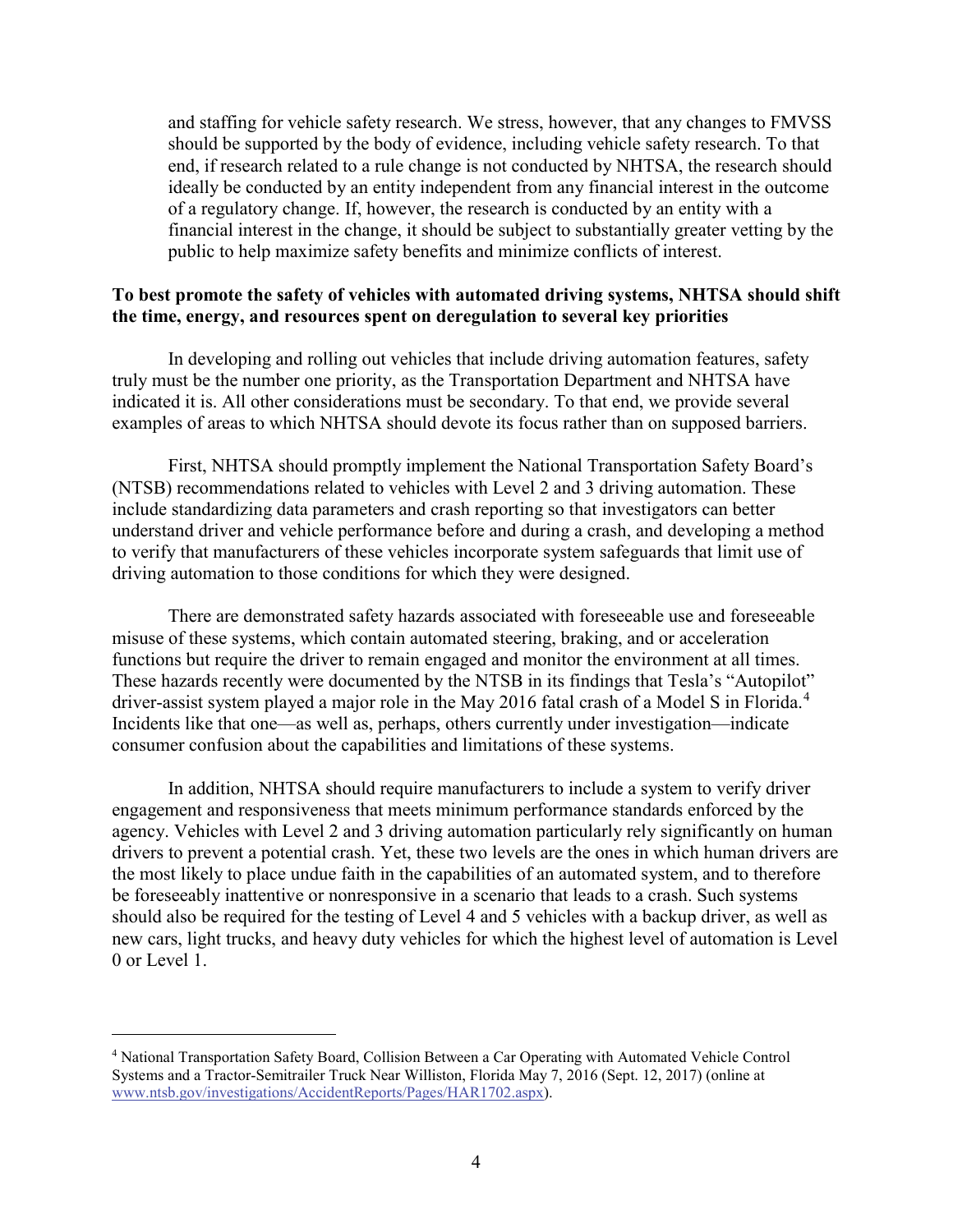and staffing for vehicle safety research. We stress, however, that any changes to FMVSS should be supported by the body of evidence, including vehicle safety research. To that end, if research related to a rule change is not conducted by NHTSA, the research should ideally be conducted by an entity independent from any financial interest in the outcome of a regulatory change. If, however, the research is conducted by an entity with a financial interest in the change, it should be subject to substantially greater vetting by the public to help maximize safety benefits and minimize conflicts of interest.

**To best promote the safety of vehicles with automated driving systems, NHTSA should shift the time, energy, and resources spent on deregulation to several key priorities**

In developing and rolling out vehicles that include driving automation features, safety truly must be the number one priority, as the Transportation Department and NHTSA have indicated it is. All other considerations must be secondary. To that end, we provide several examples of areas to which NHTSA should devote its focus rather than on supposed barriers.

First, NHTSA should promptly implement the National Transportation Safety Board's (NTSB) recommendations related to vehicles with Level 2 and 3 driving automation. These include standardizing data parameters and crash reporting so that investigators can better understand driver and vehicle performance before and during a crash, and developing a method to verify that manufacturers of these vehicles incorporate system safeguards that limit use of driving automation to those conditions for which they were designed.

There are demonstrated safety hazards associated with foreseeable use and foreseeable misuse of these systems, which contain automated steering, braking, and or acceleration functions but require the driver to remain engaged and monitor the environment at all times. These hazards recently were documented by the NTSB in its findings that Tesla's "Autopilot" driver-assist system played a major role in the May 2016 fatal crash of a Model S in Florida.[4] Incidents like that one—as well as, perhaps, others currently under investigation—indicate consumer confusion about the capabilities and limitations of these systems.

In addition, NHTSA should require manufacturers to include a system to verify driver engagement and responsiveness that meets minimum performance standards enforced by the agency. Vehicles with Level 2 and 3 driving automation particularly rely significantly on human drivers to prevent a potential crash. Yet, these two levels are the ones in which human drivers are the most likely to place undue faith in the capabilities of an automated system, and to therefore be foreseeably inattentive or nonresponsive in a scenario that leads to a crash. Such systems should also be required for the testing of Level 4 and 5 vehicles with a backup driver, as well as new cars, light trucks, and heavy duty vehicles for which the highest level of automation is Level 0 or Level 1.

---

[4] National Transportation Safety Board, Collision Between a Car Operating with Automated Vehicle Control Systems and a Tractor-Semitrailer Truck Near Williston, Florida May 7, 2016 (Sept. 12, 2017) (online at www.ntsb.gov/investigations/AccidentReports/Pages/HAR1702.aspx).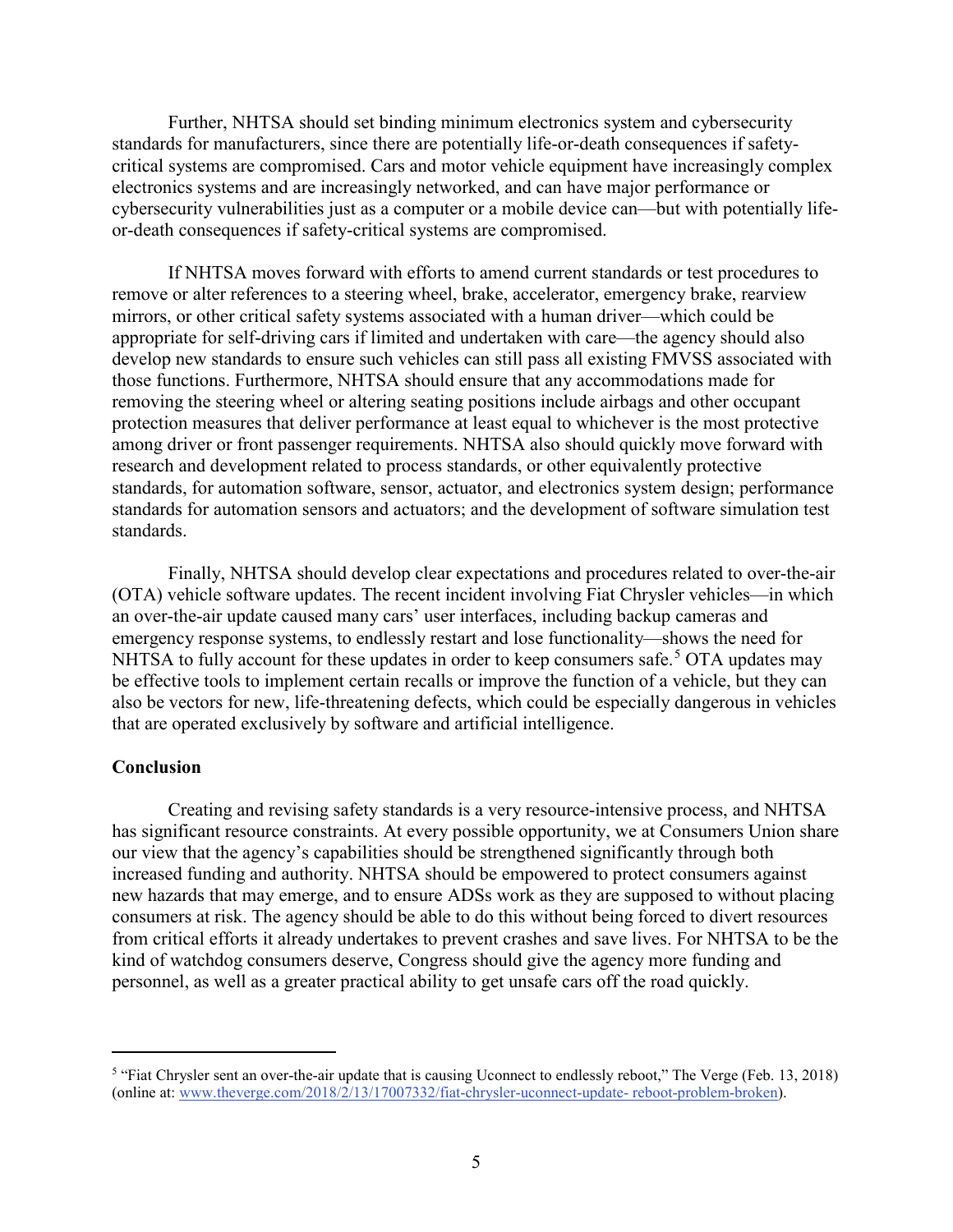Further, NHTSA should set binding minimum electronics system and cybersecurity standards for manufacturers, since there are potentially life-or-death consequences if safety-critical systems are compromised. Cars and motor vehicle equipment have increasingly complex electronics systems and are increasingly networked, and can have major performance or cybersecurity vulnerabilities just as a computer or a mobile device can—but with potentially life-or-death consequences if safety-critical systems are compromised.

If NHTSA moves forward with efforts to amend current standards or test procedures to remove or alter references to a steering wheel, brake, accelerator, emergency brake, rearview mirrors, or other critical safety systems associated with a human driver—which could be appropriate for self-driving cars if limited and undertaken with care—the agency should also develop new standards to ensure such vehicles can still pass all existing FMVSS associated with those functions. Furthermore, NHTSA should ensure that any accommodations made for removing the steering wheel or altering seating positions include airbags and other occupant protection measures that deliver performance at least equal to whichever is the most protective among driver or front passenger requirements. NHTSA also should quickly move forward with research and development related to process standards, or other equivalently protective standards, for automation software, sensor, actuator, and electronics system design; performance standards for automation sensors and actuators; and the development of software simulation test standards.

Finally, NHTSA should develop clear expectations and procedures related to over-the-air (OTA) vehicle software updates. The recent incident involving Fiat Chrysler vehicles—in which an over-the-air update caused many cars' user interfaces, including backup cameras and emergency response systems, to endlessly restart and lose functionality—shows the need for NHTSA to fully account for these updates in order to keep consumers safe.[5] OTA updates may be effective tools to implement certain recalls or improve the function of a vehicle, but they can also be vectors for new, life-threatening defects, which could be especially dangerous in vehicles that are operated exclusively by software and artificial intelligence.

**Conclusion**

Creating and revising safety standards is a very resource-intensive process, and NHTSA has significant resource constraints. At every possible opportunity, we at Consumers Union share our view that the agency's capabilities should be strengthened significantly through both increased funding and authority. NHTSA should be empowered to protect consumers against new hazards that may emerge, and to ensure ADSs work as they are supposed to without placing consumers at risk. The agency should be able to do this without being forced to divert resources from critical efforts it already undertakes to prevent crashes and save lives. For NHTSA to be the kind of watchdog consumers deserve, Congress should give the agency more funding and personnel, as well as a greater practical ability to get unsafe cars off the road quickly.

---

[5] "Fiat Chrysler sent an over-the-air update that is causing Uconnect to endlessly reboot," The Verge (Feb. 13, 2018) (online at: www.theverge.com/2018/2/13/17007332/fiat-chrysler-uconnect-update- reboot-problem-broken).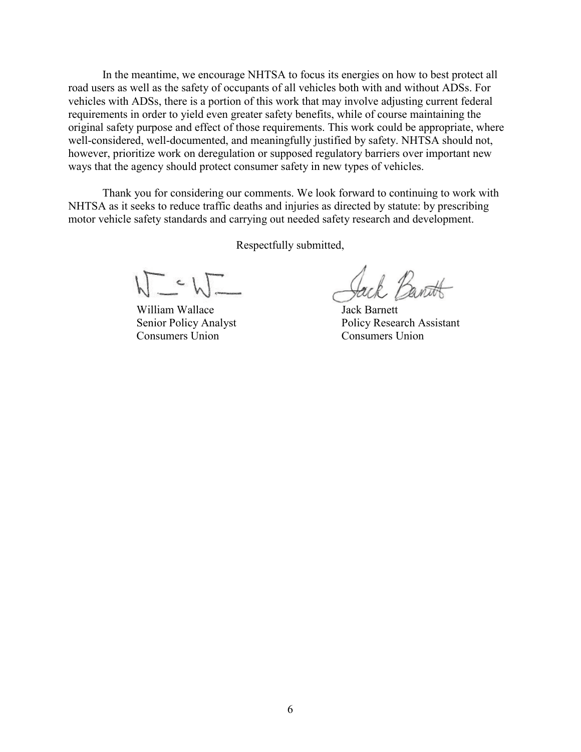In the meantime, we encourage NHTSA to focus its energies on how to best protect all road users as well as the safety of occupants of all vehicles both with and without ADSs. For vehicles with ADSs, there is a portion of this work that may involve adjusting current federal requirements in order to yield even greater safety benefits, while of course maintaining the original safety purpose and effect of those requirements. This work could be appropriate, where well-considered, well-documented, and meaningfully justified by safety. NHTSA should not, however, prioritize work on deregulation or supposed regulatory barriers over important new ways that the agency should protect consumer safety in new types of vehicles.

Thank you for considering our comments. We look forward to continuing to work with NHTSA as it seeks to reduce traffic deaths and injuries as directed by statute: by prescribing motor vehicle safety standards and carrying out needed safety research and development.

Respectfully submitted,

William Wallace
Senior Policy Analyst
Consumers Union

Jack Barnett
Policy Research Assistant
Consumers Union